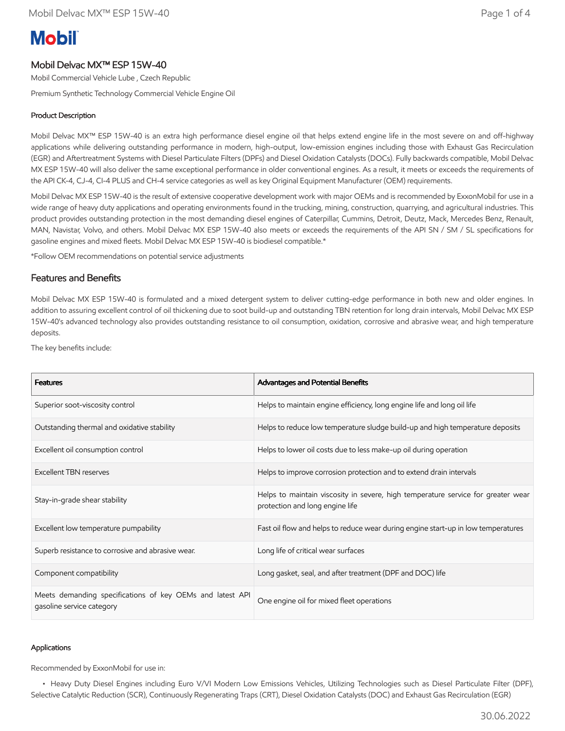# Mobil

## Mobil Delvac MX™ ESP 15W-40

Mobil Commercial Vehicle Lube , Czech Republic

Premium Synthetic Technology Commercial Vehicle Engine Oil

### Product Description

Mobil Delvac MX™ ESP 15W-40 is an extra high performance diesel engine oil that helps extend engine life in the most severe on and off-highway applications while delivering outstanding performance in modern, high-output, low-emission engines including those with Exhaust Gas Recirculation (EGR) and Aftertreatment Systems with Diesel Particulate Filters (DPFs) and Diesel Oxidation Catalysts (DOCs). Fully backwards compatible, Mobil Delvac MX ESP 15W-40 will also deliver the same exceptional performance in older conventional engines. As a result, it meets or exceeds the requirements of the API CK-4, CJ-4, CI-4 PLUS and CH-4 service categories as well as key Original Equipment Manufacturer (OEM) requirements.

Mobil Delvac MX ESP 15W-40 is the result of extensive cooperative development work with major OEMs and is recommended by ExxonMobil for use in a wide range of heavy duty applications and operating environments found in the trucking, mining, construction, quarrying, and agricultural industries. This product provides outstanding protection in the most demanding diesel engines of Caterpillar, Cummins, Detroit, Deutz, Mack, Mercedes Benz, Renault, MAN, Navistar, Volvo, and others. Mobil Delvac MX ESP 15W-40 also meets or exceeds the requirements of the API SN / SM / SL specifications for gasoline engines and mixed fleets. Mobil Delvac MX ESP 15W-40 is biodiesel compatible.*

*Follow OEM recommendations on potential service adjustments

## Features and Benefits

Mobil Delvac MX ESP 15W-40 is formulated and a mixed detergent system to deliver cutting-edge performance in both new and older engines. In addition to assuring excellent control of oil thickening due to soot build-up and outstanding TBN retention for long drain intervals, Mobil Delvac MX ESP 15W-40's advanced technology also provides outstanding resistance to oil consumption, oxidation, corrosive and abrasive wear, and high temperature deposits.

The key benefits include:

| Features | Advantages and Potential Benefits |
|---|---|
| Superior soot-viscosity control | Helps to maintain engine efficiency, long engine life and long oil life |
| Outstanding thermal and oxidative stability | Helps to reduce low temperature sludge build-up and high temperature deposits |
| Excellent oil consumption control | Helps to lower oil costs due to less make-up oil during operation |
| Excellent TBN reserves | Helps to improve corrosion protection and to extend drain intervals |
| Stay-in-grade shear stability | Helps to maintain viscosity in severe, high temperature service for greater wear protection and long engine life |
| Excellent low temperature pumpability | Fast oil flow and helps to reduce wear during engine start-up in low temperatures |
| Superb resistance to corrosive and abrasive wear. | Long life of critical wear surfaces |
| Component compatibility | Long gasket, seal, and after treatment (DPF and DOC) life |
| Meets demanding specifications of key OEMs and latest API gasoline service category | One engine oil for mixed fleet operations |

### Applications

Recommended by ExxonMobil for use in:

- Heavy Duty Diesel Engines including Euro V/VI Modern Low Emissions Vehicles, Utilizing Technologies such as Diesel Particulate Filter (DPF), Selective Catalytic Reduction (SCR), Continuously Regenerating Traps (CRT), Diesel Oxidation Catalysts (DOC) and Exhaust Gas Recirculation (EGR)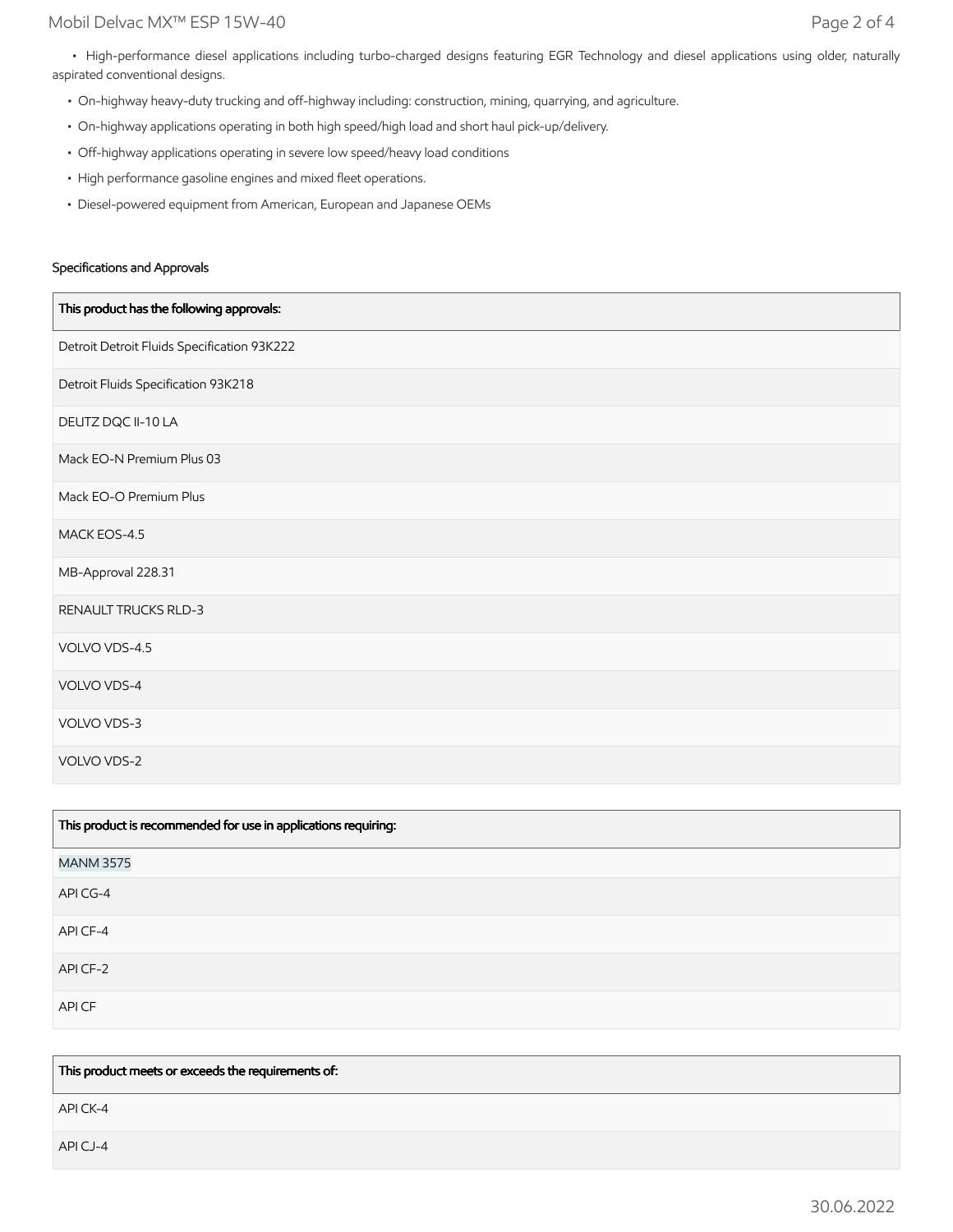- High-performance diesel applications including turbo-charged designs featuring EGR Technology and diesel applications using older, naturally aspirated conventional designs.
- On-highway heavy-duty trucking and off-highway including: construction, mining, quarrying, and agriculture.
- On-highway applications operating in both high speed/high load and short haul pick-up/delivery.
- Off-highway applications operating in severe low speed/heavy load conditions
- High performance gasoline engines and mixed fleet operations.
- Diesel-powered equipment from American, European and Japanese OEMs

### Specifications and Approvals

| This product has the following approvals: |
| --- |
| Detroit Detroit Fluids Specification 93K222 |
| Detroit Fluids Specification 93K218 |
| DEUTZ DQC II-10 LA |
| Mack EO-N Premium Plus 03 |
| Mack EO-O Premium Plus |
| MACK EOS-4.5 |
| MB-Approval 228.31 |
| RENAULT TRUCKS RLD-3 |
| VOLVO VDS-4.5 |
| VOLVO VDS-4 |
| VOLVO VDS-3 |
| VOLVO VDS-2 |

| This product is recommended for use in applications requiring: |
| --- |
| MANM 3575 |
| API CG-4 |
| API CF-4 |
| API CF-2 |
| API CF |

| This product meets or exceeds the requirements of: |
| --- |
| API CK-4 |
| API CJ-4 |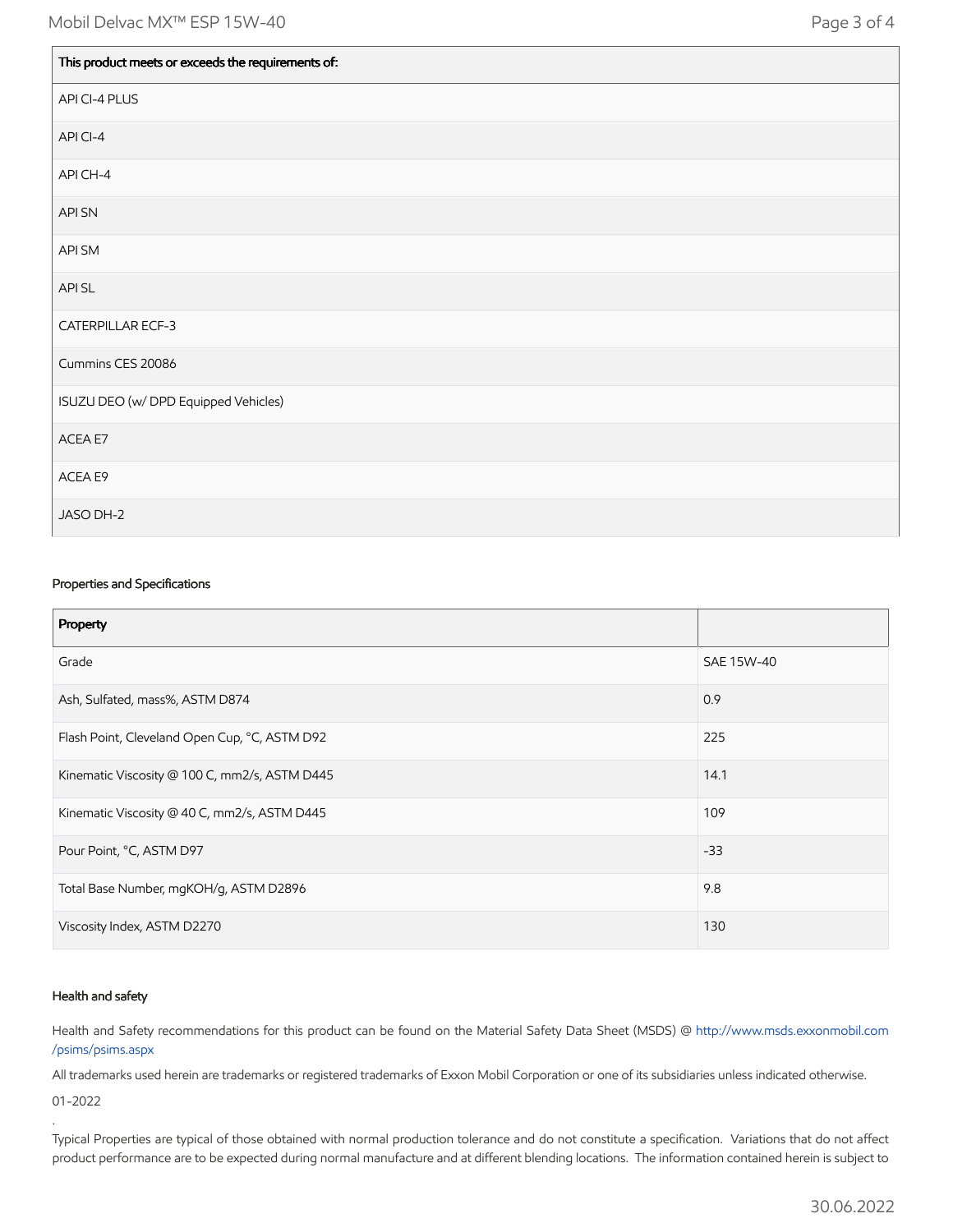| This product meets or exceeds the requirements of: |
| --- |
| API CI-4 PLUS |
| API CI-4 |
| API CH-4 |
| API SN |
| API SM |
| API SL |
| CATERPILLAR ECF-3 |
| Cummins CES 20086 |
| ISUZU DEO (w/ DPD Equipped Vehicles) |
| ACEA E7 |
| ACEA E9 |
| JASO DH-2 |

### Properties and Specifications

| Property | |
| --- | --- |
| Grade | SAE 15W-40 |
| Ash, Sulfated, mass%, ASTM D874 | 0.9 |
| Flash Point, Cleveland Open Cup, °C, ASTM D92 | 225 |
| Kinematic Viscosity @ 100 C, mm2/s, ASTM D445 | 14.1 |
| Kinematic Viscosity @ 40 C, mm2/s, ASTM D445 | 109 |
| Pour Point, °C, ASTM D97 | -33 |
| Total Base Number, mgKOH/g, ASTM D2896 | 9.8 |
| Viscosity Index, ASTM D2270 | 130 |

### Health and safety

Health and Safety recommendations for this product can be found on the Material Safety Data Sheet (MSDS) @ http://www.msds.exxonmobil.com/psims/psims.aspx

All trademarks used herein are trademarks or registered trademarks of Exxon Mobil Corporation or one of its subsidiaries unless indicated otherwise.

01-2022

.

Typical Properties are typical of those obtained with normal production tolerance and do not constitute a specification. Variations that do not affect product performance are to be expected during normal manufacture and at different blending locations. The information contained herein is subject to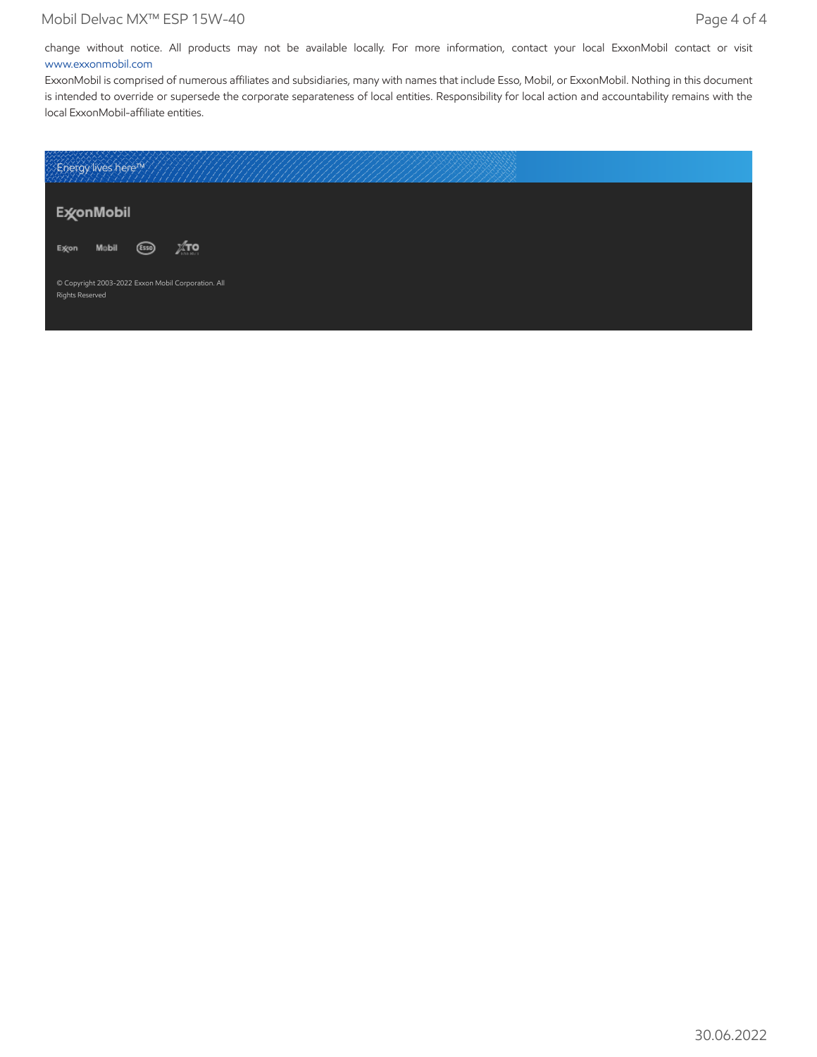change without notice. All products may not be available locally. For more information, contact your local ExxonMobil contact or visit www.exxonmobil.com

ExxonMobil is comprised of numerous affiliates and subsidiaries, many with names that include Esso, Mobil, or ExxonMobil. Nothing in this document is intended to override or supersede the corporate separateness of local entities. Responsibility for local action and accountability remains with the local ExxonMobil-affiliate entities.

Energy lives here™

ExxonMobil

Exxon Mobil Esso XTO

© Copyright 2003-2022 Exxon Mobil Corporation. All Rights Reserved